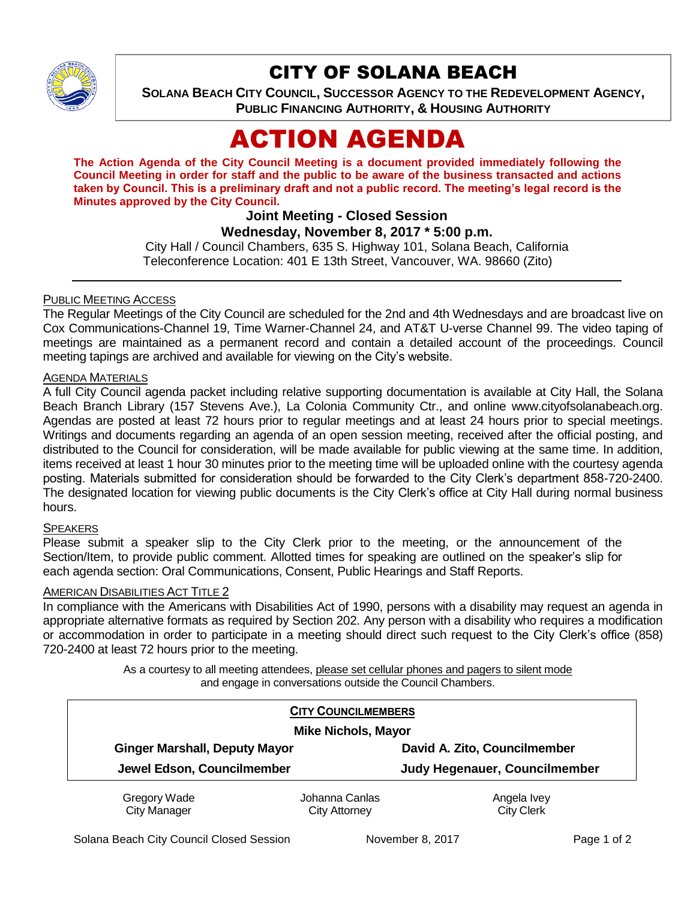# CITY OF SOLANA BEACH

**SOLANA BEACH CITY COUNCIL, SUCCESSOR AGENCY TO THE REDEVELOPMENT AGENCY, PUBLIC FINANCING AUTHORITY, & HOUSING AUTHORITY**

# ACTION AGENDA

**The Action Agenda of the City Council Meeting is a document provided immediately following the Council Meeting in order for staff and the public to be aware of the business transacted and actions taken by Council. This is a preliminary draft and not a public record. The meeting's legal record is the Minutes approved by the City Council.**

**Joint Meeting - Closed Session**
**Wednesday, November 8, 2017 * 5:00 p.m.**

City Hall / Council Chambers, 635 S. Highway 101, Solana Beach, California
Teleconference Location: 401 E 13th Street, Vancouver, WA. 98660 (Zito)

---

PUBLIC MEETING ACCESS

The Regular Meetings of the City Council are scheduled for the 2nd and 4th Wednesdays and are broadcast live on Cox Communications-Channel 19, Time Warner-Channel 24, and AT&T U-verse Channel 99. The video taping of meetings are maintained as a permanent record and contain a detailed account of the proceedings. Council meeting tapings are archived and available for viewing on the City's website.

AGENDA MATERIALS

A full City Council agenda packet including relative supporting documentation is available at City Hall, the Solana Beach Branch Library (157 Stevens Ave.), La Colonia Community Ctr., and online www.cityofsolanabeach.org. Agendas are posted at least 72 hours prior to regular meetings and at least 24 hours prior to special meetings. Writings and documents regarding an agenda of an open session meeting, received after the official posting, and distributed to the Council for consideration, will be made available for public viewing at the same time. In addition, items received at least 1 hour 30 minutes prior to the meeting time will be uploaded online with the courtesy agenda posting. Materials submitted for consideration should be forwarded to the City Clerk's department 858-720-2400. The designated location for viewing public documents is the City Clerk's office at City Hall during normal business hours.

SPEAKERS

Please submit a speaker slip to the City Clerk prior to the meeting, or the announcement of the Section/Item, to provide public comment. Allotted times for speaking are outlined on the speaker's slip for each agenda section: Oral Communications, Consent, Public Hearings and Staff Reports.

AMERICAN DISABILITIES ACT TITLE 2

In compliance with the Americans with Disabilities Act of 1990, persons with a disability may request an agenda in appropriate alternative formats as required by Section 202. Any person with a disability who requires a modification or accommodation in order to participate in a meeting should direct such request to the City Clerk's office (858) 720-2400 at least 72 hours prior to the meeting.

As a courtesy to all meeting attendees, please set cellular phones and pagers to silent mode and engage in conversations outside the Council Chambers.

**CITY COUNCILMEMBERS**

**Mike Nichols, Mayor**

| | |
|---|---|
| **Ginger Marshall, Deputy Mayor** | **David A. Zito, Councilmember** |
| **Jewel Edson, Councilmember** | **Judy Hegenauer, Councilmember** |

| | | |
|---|---|---|
| Gregory Wade<br>City Manager | Johanna Canlas<br>City Attorney | Angela Ivey<br>City Clerk |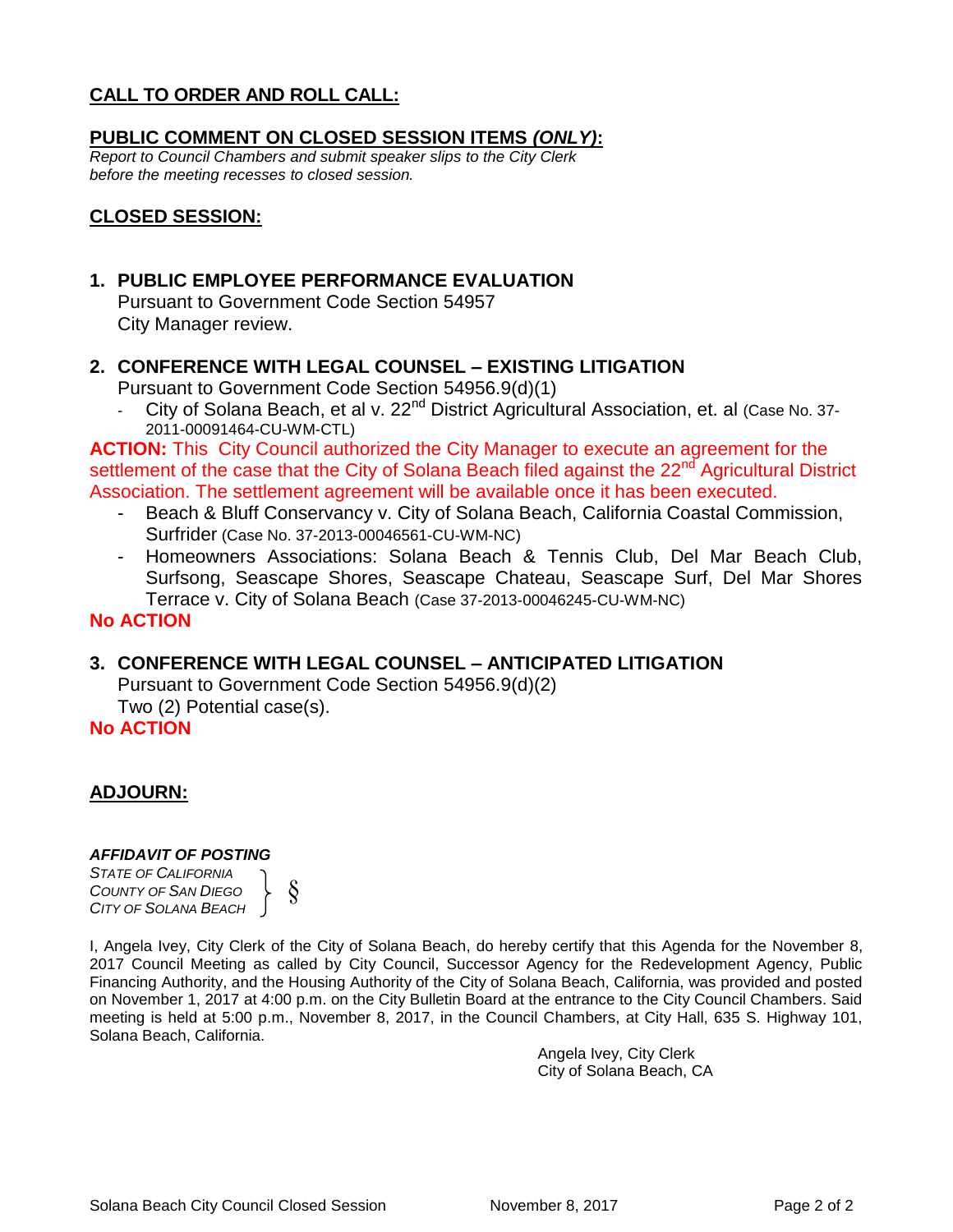## CALL TO ORDER AND ROLL CALL:

## PUBLIC COMMENT ON CLOSED SESSION ITEMS *(ONLY)*:

*Report to Council Chambers and submit speaker slips to the City Clerk before the meeting recesses to closed session.*

## CLOSED SESSION:

**1. PUBLIC EMPLOYEE PERFORMANCE EVALUATION**

Pursuant to Government Code Section 54957

City Manager review.

**2. CONFERENCE WITH LEGAL COUNSEL – EXISTING LITIGATION**

Pursuant to Government Code Section 54956.9(d)(1)

- City of Solana Beach, et al v. 22nd District Agricultural Association, et. al (Case No. 37-2011-00091464-CU-WM-CTL)

**ACTION:** This City Council authorized the City Manager to execute an agreement for the settlement of the case that the City of Solana Beach filed against the 22nd Agricultural District Association. The settlement agreement will be available once it has been executed.

- Beach & Bluff Conservancy v. City of Solana Beach, California Coastal Commission, Surfrider (Case No. 37-2013-00046561-CU-WM-NC)
- Homeowners Associations: Solana Beach & Tennis Club, Del Mar Beach Club, Surfsong, Seascape Shores, Seascape Chateau, Seascape Surf, Del Mar Shores Terrace v. City of Solana Beach (Case 37-2013-00046245-CU-WM-NC)

**No ACTION**

**3. CONFERENCE WITH LEGAL COUNSEL – ANTICIPATED LITIGATION**

Pursuant to Government Code Section 54956.9(d)(2)

Two (2) Potential case(s).

**No ACTION**

## ADJOURN:

***AFFIDAVIT OF POSTING***

*STATE OF CALIFORNIA*
*COUNTY OF SAN DIEGO* §
*CITY OF SOLANA BEACH*

I, Angela Ivey, City Clerk of the City of Solana Beach, do hereby certify that this Agenda for the November 8, 2017 Council Meeting as called by City Council, Successor Agency for the Redevelopment Agency, Public Financing Authority, and the Housing Authority of the City of Solana Beach, California, was provided and posted on November 1, 2017 at 4:00 p.m. on the City Bulletin Board at the entrance to the City Council Chambers. Said meeting is held at 5:00 p.m., November 8, 2017, in the Council Chambers, at City Hall, 635 S. Highway 101, Solana Beach, California.

Angela Ivey, City Clerk
City of Solana Beach, CA